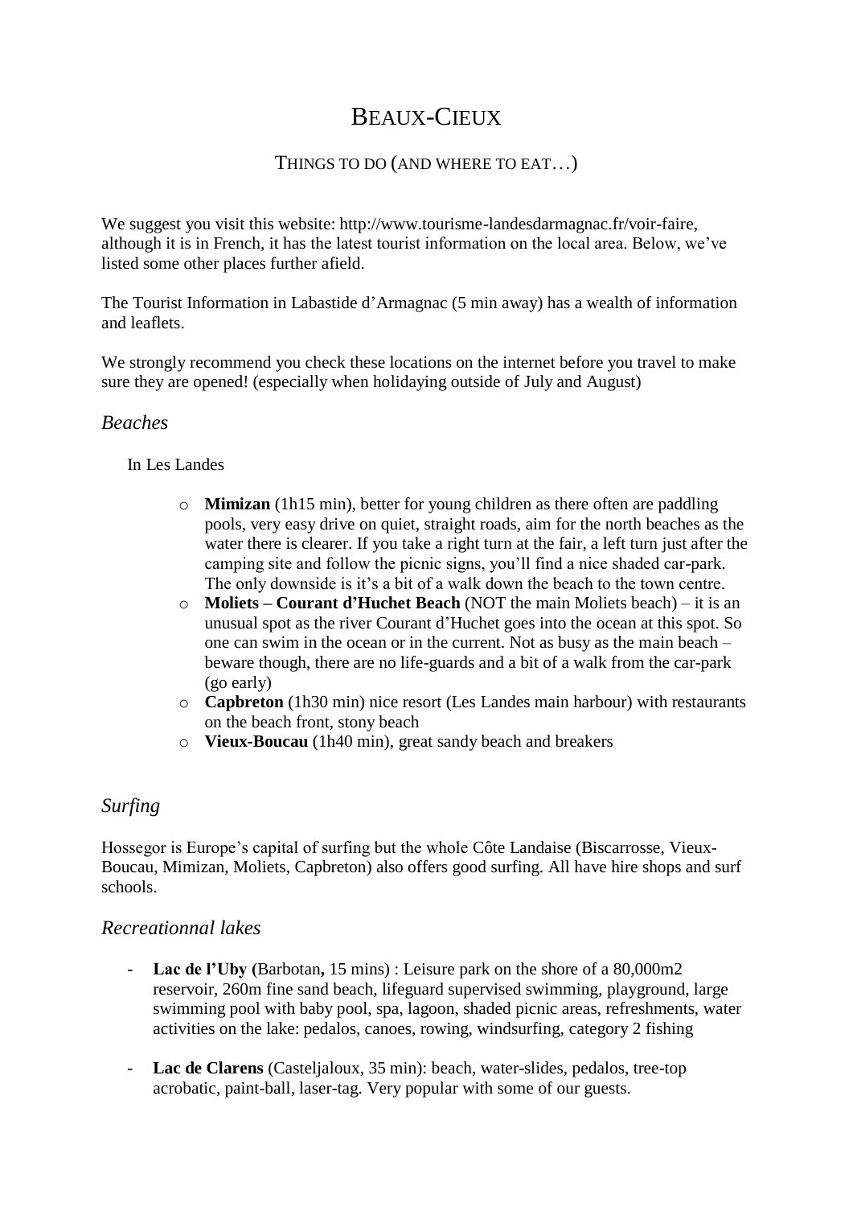# Beaux-Cieux

## Things to do (and where to eat…)

We suggest you visit this website: http://www.tourisme-landesdarmagnac.fr/voir-faire, although it is in French, it has the latest tourist information on the local area. Below, we've listed some other places further afield.

The Tourist Information in Labastide d'Armagnac (5 min away) has a wealth of information and leaflets.

We strongly recommend you check these locations on the internet before you travel to make sure they are opened! (especially when holidaying outside of July and August)

### *Beaches*

In Les Landes

- **Mimizan** (1h15 min), better for young children as there often are paddling pools, very easy drive on quiet, straight roads, aim for the north beaches as the water there is clearer. If you take a right turn at the fair, a left turn just after the camping site and follow the picnic signs, you'll find a nice shaded car-park. The only downside is it's a bit of a walk down the beach to the town centre.
- **Moliets – Courant d'Huchet Beach** (NOT the main Moliets beach) – it is an unusual spot as the river Courant d'Huchet goes into the ocean at this spot. So one can swim in the ocean or in the current. Not as busy as the main beach – beware though, there are no life-guards and a bit of a walk from the car-park (go early)
- **Capbreton** (1h30 min) nice resort (Les Landes main harbour) with restaurants on the beach front, stony beach
- **Vieux-Boucau** (1h40 min), great sandy beach and breakers

### *Surfing*

Hossegor is Europe's capital of surfing but the whole Côte Landaise (Biscarrosse, Vieux-Boucau, Mimizan, Moliets, Capbreton) also offers good surfing. All have hire shops and surf schools.

### *Recreationnal lakes*

- **Lac de l'Uby (**Barbotan**,** 15 mins) : Leisure park on the shore of a 80,000m2 reservoir, 260m fine sand beach, lifeguard supervised swimming, playground, large swimming pool with baby pool, spa, lagoon, shaded picnic areas, refreshments, water activities on the lake: pedalos, canoes, rowing, windsurfing, category 2 fishing

- **Lac de Clarens** (Casteljaloux, 35 min): beach, water-slides, pedalos, tree-top acrobatic, paint-ball, laser-tag. Very popular with some of our guests.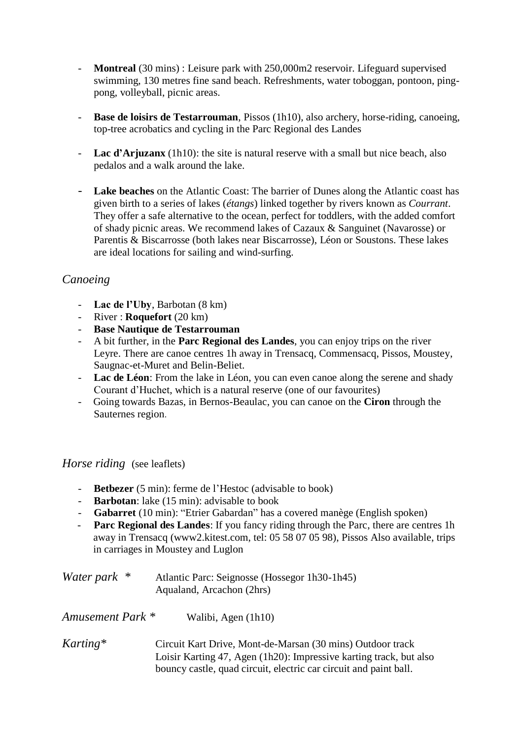- **Montreal** (30 mins) : Leisure park with 250,000m2 reservoir. Lifeguard supervised swimming, 130 metres fine sand beach. Refreshments, water toboggan, pontoon, ping-pong, volleyball, picnic areas.

- **Base de loisirs de Testarrouman**, Pissos (1h10), also archery, horse-riding, canoeing, top-tree acrobatics and cycling in the Parc Regional des Landes

- **Lac d'Arjuzanx** (1h10): the site is natural reserve with a small but nice beach, also pedalos and a walk around the lake.

- **Lake beaches** on the Atlantic Coast: The barrier of Dunes along the Atlantic coast has given birth to a series of lakes (*étangs*) linked together by rivers known as *Courrant*. They offer a safe alternative to the ocean, perfect for toddlers, with the added comfort of shady picnic areas. We recommend lakes of Cazaux & Sanguinet (Navarosse) or Parentis & Biscarrosse (both lakes near Biscarrosse), Léon or Soustons. These lakes are ideal locations for sailing and wind-surfing.

### *Canoeing*

- **Lac de l'Uby**, Barbotan (8 km)
- River : **Roquefort** (20 km)
- **Base Nautique de Testarrouman**
- A bit further, in the **Parc Regional des Landes**, you can enjoy trips on the river Leyre. There are canoe centres 1h away in Trensacq, Commensacq, Pissos, Moustey, Saugnac-et-Muret and Belin-Beliet.
- **Lac de Léon**: From the lake in Léon, you can even canoe along the serene and shady Courant d'Huchet, which is a natural reserve (one of our favourites)
- Going towards Bazas, in Bernos-Beaulac, you can canoe on the **Ciron** through the Sauternes region.

### *Horse riding* (see leaflets)

- **Betbezer** (5 min): ferme de l'Hestoc (advisable to book)
- **Barbotan**: lake (15 min): advisable to book
- **Gabarret** (10 min): "Etrier Gabardan" has a covered manège (English spoken)
- **Parc Regional des Landes**: If you fancy riding through the Parc, there are centres 1h away in Trensacq (www2.kitest.com, tel: 05 58 07 05 98), Pissos Also available, trips in carriages in Moustey and Luglon

*Water park* * Atlantic Parc: Seignosse (Hossegor 1h30-1h45)
Aqualand, Arcachon (2hrs)

*Amusement Park* * Walibi, Agen (1h10)

*Karting** Circuit Kart Drive, Mont-de-Marsan (30 mins) Outdoor track
Loisir Karting 47, Agen (1h20): Impressive karting track, but also bouncy castle, quad circuit, electric car circuit and paint ball.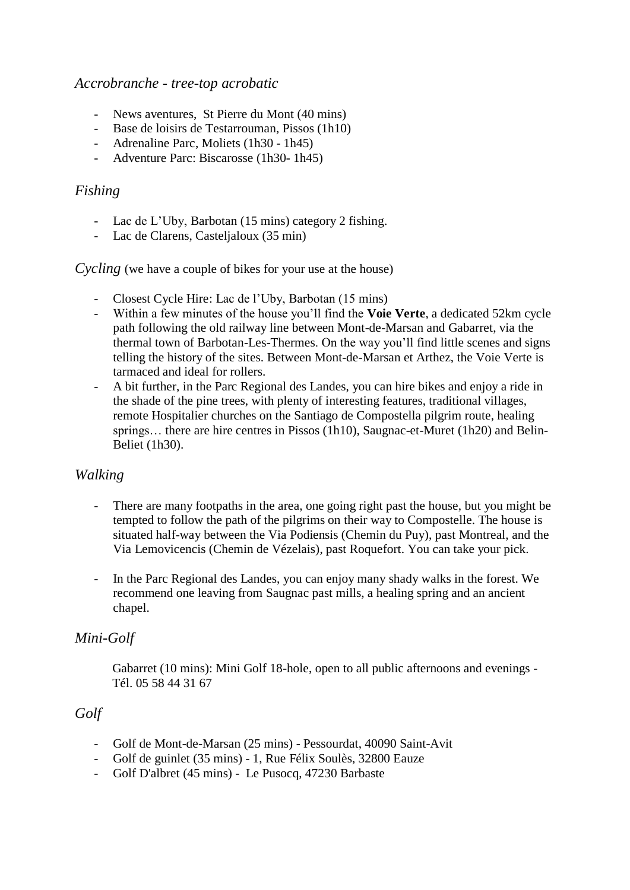### *Accrobranche - tree-top acrobatic*

- News aventures, St Pierre du Mont (40 mins)
- Base de loisirs de Testarrouman, Pissos (1h10)
- Adrenaline Parc, Moliets (1h30 - 1h45)
- Adventure Parc: Biscarosse (1h30- 1h45)

### *Fishing*

- Lac de L'Uby, Barbotan (15 mins) category 2 fishing.
- Lac de Clarens, Casteljaloux (35 min)

### *Cycling* (we have a couple of bikes for your use at the house)

- Closest Cycle Hire: Lac de l'Uby, Barbotan (15 mins)
- Within a few minutes of the house you'll find the **Voie Verte**, a dedicated 52km cycle path following the old railway line between Mont-de-Marsan and Gabarret, via the thermal town of Barbotan-Les-Thermes. On the way you'll find little scenes and signs telling the history of the sites. Between Mont-de-Marsan et Arthez, the Voie Verte is tarmaced and ideal for rollers.
- A bit further, in the Parc Regional des Landes, you can hire bikes and enjoy a ride in the shade of the pine trees, with plenty of interesting features, traditional villages, remote Hospitalier churches on the Santiago de Compostella pilgrim route, healing springs… there are hire centres in Pissos (1h10), Saugnac-et-Muret (1h20) and Belin-Beliet (1h30).

### *Walking*

- There are many footpaths in the area, one going right past the house, but you might be tempted to follow the path of the pilgrims on their way to Compostelle. The house is situated half-way between the Via Podiensis (Chemin du Puy), past Montreal, and the Via Lemovicencis (Chemin de Vézelais), past Roquefort. You can take your pick.

- In the Parc Regional des Landes, you can enjoy many shady walks in the forest. We recommend one leaving from Saugnac past mills, a healing spring and an ancient chapel.

### *Mini-Golf*

Gabarret (10 mins): Mini Golf 18-hole, open to all public afternoons and evenings - Tél. 05 58 44 31 67

### *Golf*

- Golf de Mont-de-Marsan (25 mins) - Pessourdat, 40090 Saint-Avit
- Golf de guinlet (35 mins) - 1, Rue Félix Soulès, 32800 Eauze
- Golf D'albret (45 mins) - Le Pusocq, 47230 Barbaste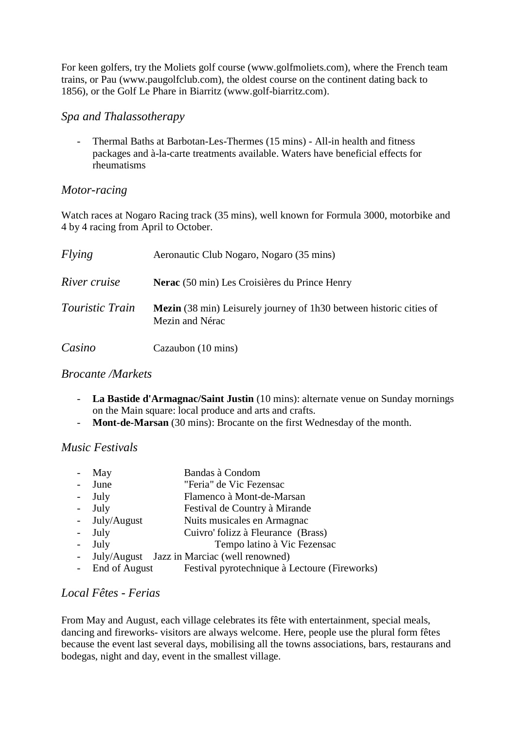For keen golfers, try the Moliets golf course (www.golfmoliets.com), where the French team trains, or Pau (www.paugolfclub.com), the oldest course on the continent dating back to 1856), or the Golf Le Phare in Biarritz (www.golf-biarritz.com).

## *Spa and Thalassotherapy*

- Thermal Baths at Barbotan-Les-Thermes (15 mins) - All-in health and fitness packages and à-la-carte treatments available. Waters have beneficial effects for rheumatisms

## *Motor-racing*

Watch races at Nogaro Racing track (35 mins), well known for Formula 3000, motorbike and 4 by 4 racing from April to October.

*Flying* — Aeronautic Club Nogaro, Nogaro (35 mins)

*River cruise* — **Nerac** (50 min) Les Croisières du Prince Henry

*Touristic Train* — **Mezin** (38 min) Leisurely journey of 1h30 between historic cities of Mezin and Nérac

*Casino* — Cazaubon (10 mins)

## *Brocante /Markets*

- **La Bastide d'Armagnac/Saint Justin** (10 mins): alternate venue on Sunday mornings on the Main square: local produce and arts and crafts.
- **Mont-de-Marsan** (30 mins): Brocante on the first Wednesday of the month.

## *Music Festivals*

- May — Bandas à Condom
- June — "Feria" de Vic Fezensac
- July — Flamenco à Mont-de-Marsan
- July — Festival de Country à Mirande
- July/August — Nuits musicales en Armagnac
- July — Cuivro' folizz à Fleurance (Brass)
- July — Tempo latino à Vic Fezensac
- July/August — Jazz in Marciac (well renowned)
- End of August — Festival pyrotechnique à Lectoure (Fireworks)

## *Local Fêtes - Ferias*

From May and August, each village celebrates its fête with entertainment, special meals, dancing and fireworks- visitors are always welcome. Here, people use the plural form fêtes because the event last several days, mobilising all the towns associations, bars, restaurans and bodegas, night and day, event in the smallest village.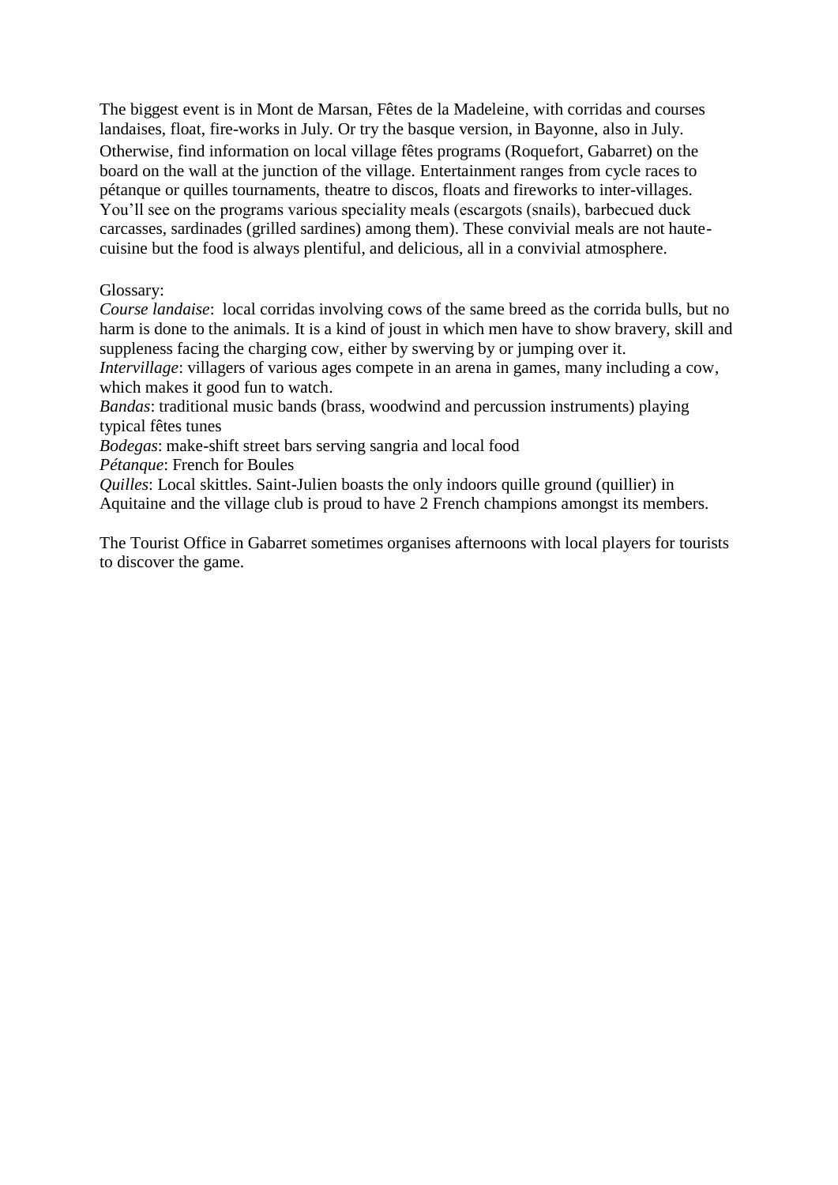The biggest event is in Mont de Marsan, Fêtes de la Madeleine, with corridas and courses landaises, float, fire-works in July. Or try the basque version, in Bayonne, also in July. Otherwise, find information on local village fêtes programs (Roquefort, Gabarret) on the board on the wall at the junction of the village. Entertainment ranges from cycle races to pétanque or quilles tournaments, theatre to discos, floats and fireworks to inter-villages. You'll see on the programs various speciality meals (escargots (snails), barbecued duck carcasses, sardinades (grilled sardines) among them). These convivial meals are not haute-cuisine but the food is always plentiful, and delicious, all in a convivial atmosphere.

Glossary:
*Course landaise*: local corridas involving cows of the same breed as the corrida bulls, but no harm is done to the animals. It is a kind of joust in which men have to show bravery, skill and suppleness facing the charging cow, either by swerving by or jumping over it.
*Intervillage*: villagers of various ages compete in an arena in games, many including a cow, which makes it good fun to watch.
*Bandas*: traditional music bands (brass, woodwind and percussion instruments) playing typical fêtes tunes
*Bodegas*: make-shift street bars serving sangria and local food
*Pétanque*: French for Boules
*Quilles*: Local skittles. Saint-Julien boasts the only indoors quille ground (quillier) in Aquitaine and the village club is proud to have 2 French champions amongst its members.

The Tourist Office in Gabarret sometimes organises afternoons with local players for tourists to discover the game.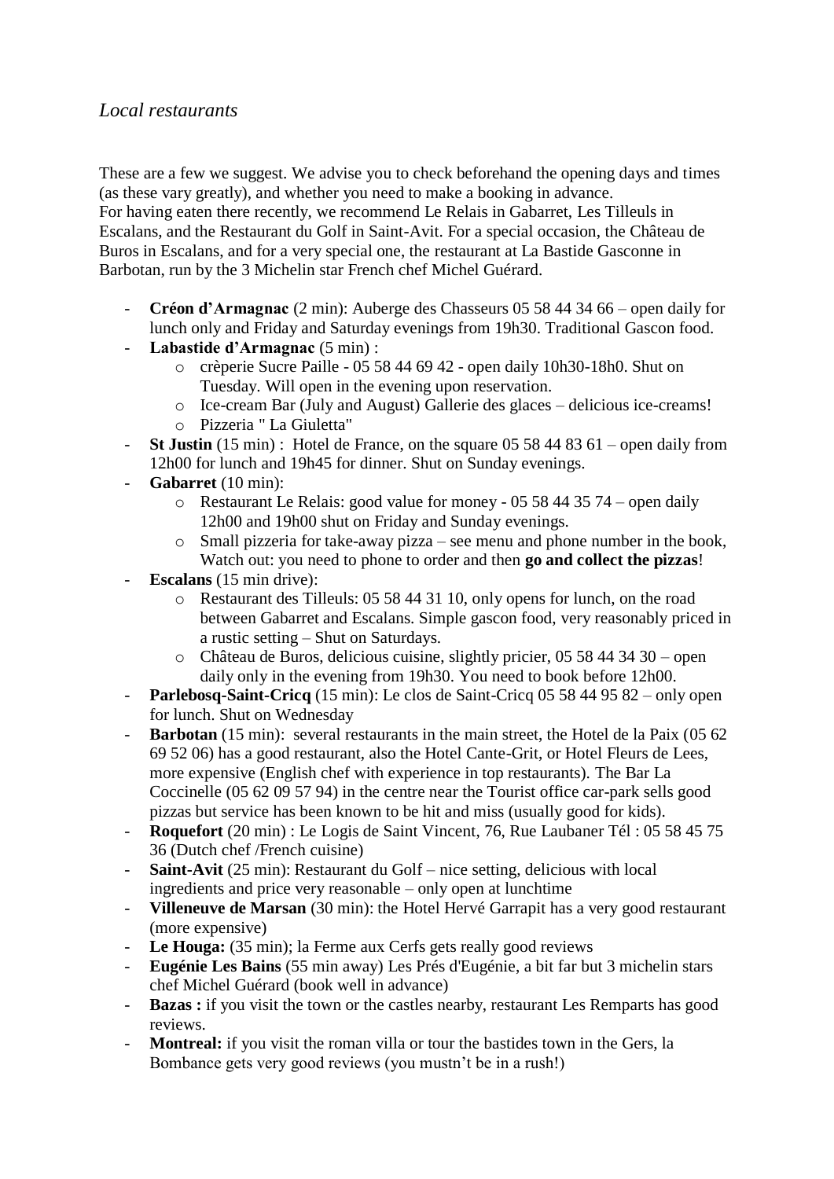*Local restaurants*

These are a few we suggest. We advise you to check beforehand the opening days and times (as these vary greatly), and whether you need to make a booking in advance.
For having eaten there recently, we recommend Le Relais in Gabarret, Les Tilleuls in Escalans, and the Restaurant du Golf in Saint-Avit. For a special occasion, the Château de Buros in Escalans, and for a very special one, the restaurant at La Bastide Gasconne in Barbotan, run by the 3 Michelin star French chef Michel Guérard.

- **Créon d'Armagnac** (2 min): Auberge des Chasseurs 05 58 44 34 66 – open daily for lunch only and Friday and Saturday evenings from 19h30. Traditional Gascon food.
- **Labastide d'Armagnac** (5 min) :
    - crèperie Sucre Paille - 05 58 44 69 42 - open daily 10h30-18h0. Shut on Tuesday. Will open in the evening upon reservation.
    - Ice-cream Bar (July and August) Gallerie des glaces – delicious ice-creams!
    - Pizzeria " La Giuletta"
- **St Justin** (15 min) : Hotel de France, on the square 05 58 44 83 61 – open daily from 12h00 for lunch and 19h45 for dinner. Shut on Sunday evenings.
- **Gabarret** (10 min):
    - Restaurant Le Relais: good value for money - 05 58 44 35 74 – open daily 12h00 and 19h00 shut on Friday and Sunday evenings.
    - Small pizzeria for take-away pizza – see menu and phone number in the book, Watch out: you need to phone to order and then **go and collect the pizzas**!
- **Escalans** (15 min drive):
    - Restaurant des Tilleuls: 05 58 44 31 10, only opens for lunch, on the road between Gabarret and Escalans. Simple gascon food, very reasonably priced in a rustic setting – Shut on Saturdays.
    - Château de Buros, delicious cuisine, slightly pricier, 05 58 44 34 30 – open daily only in the evening from 19h30. You need to book before 12h00.
- **Parlebosq-Saint-Cricq** (15 min): Le clos de Saint-Cricq 05 58 44 95 82 – only open for lunch. Shut on Wednesday
- **Barbotan** (15 min): several restaurants in the main street, the Hotel de la Paix (05 62 69 52 06) has a good restaurant, also the Hotel Cante-Grit, or Hotel Fleurs de Lees, more expensive (English chef with experience in top restaurants). The Bar La Coccinelle (05 62 09 57 94) in the centre near the Tourist office car-park sells good pizzas but service has been known to be hit and miss (usually good for kids).
- **Roquefort** (20 min) : Le Logis de Saint Vincent, 76, Rue Laubaner Tél : 05 58 45 75 36 (Dutch chef /French cuisine)
- **Saint-Avit** (25 min): Restaurant du Golf – nice setting, delicious with local ingredients and price very reasonable – only open at lunchtime
- **Villeneuve de Marsan** (30 min): the Hotel Hervé Garrapit has a very good restaurant (more expensive)
- **Le Houga:** (35 min); la Ferme aux Cerfs gets really good reviews
- **Eugénie Les Bains** (55 min away) Les Prés d'Eugénie, a bit far but 3 michelin stars chef Michel Guérard (book well in advance)
- **Bazas :** if you visit the town or the castles nearby, restaurant Les Remparts has good reviews.
- **Montreal:** if you visit the roman villa or tour the bastides town in the Gers, la Bombance gets very good reviews (you mustn't be in a rush!)